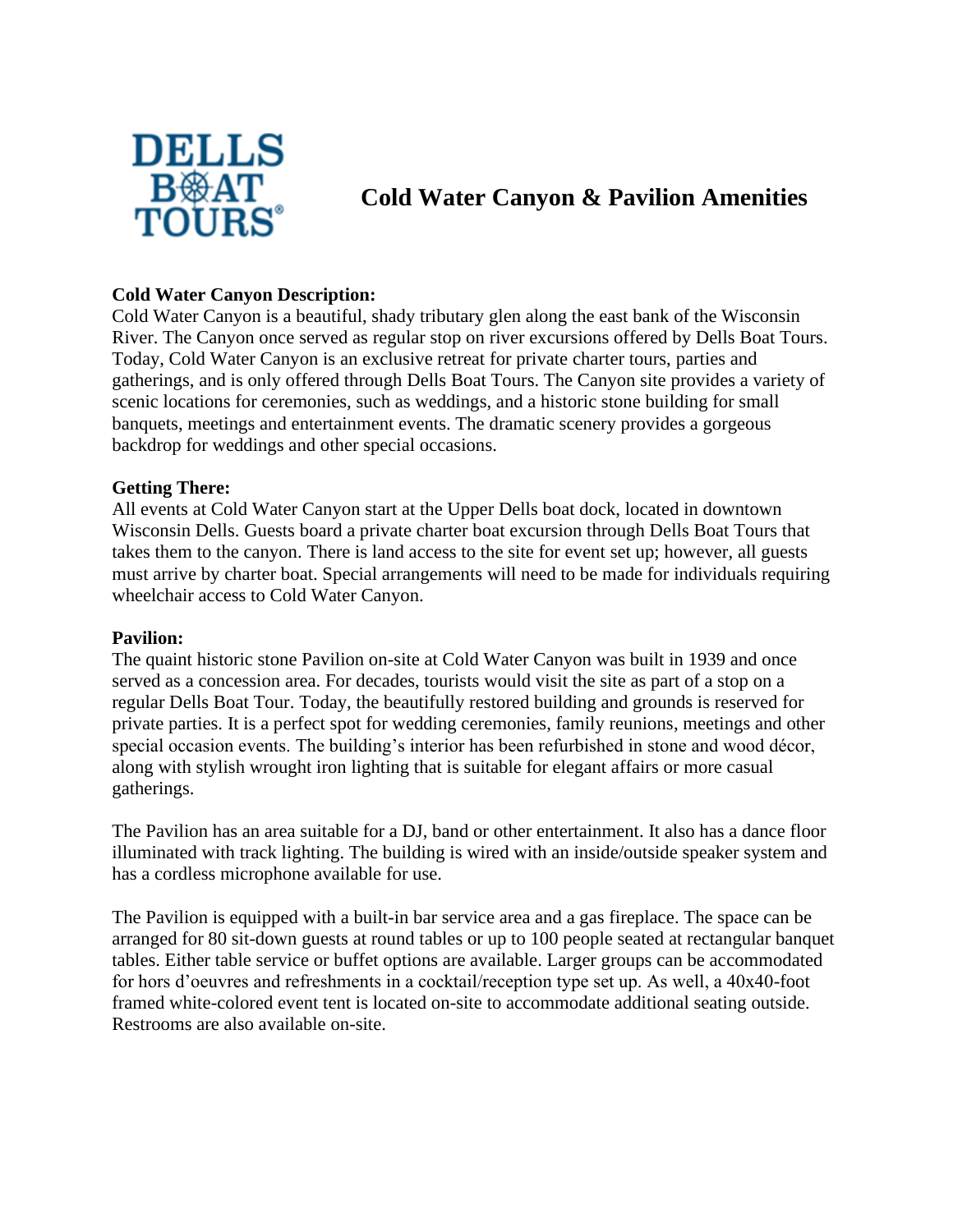DELLS BOAT TOURS®

# Cold Water Canyon & Pavilion Amenities

**Cold Water Canyon Description:**
Cold Water Canyon is a beautiful, shady tributary glen along the east bank of the Wisconsin River. The Canyon once served as regular stop on river excursions offered by Dells Boat Tours. Today, Cold Water Canyon is an exclusive retreat for private charter tours, parties and gatherings, and is only offered through Dells Boat Tours. The Canyon site provides a variety of scenic locations for ceremonies, such as weddings, and a historic stone building for small banquets, meetings and entertainment events. The dramatic scenery provides a gorgeous backdrop for weddings and other special occasions.

**Getting There:**
All events at Cold Water Canyon start at the Upper Dells boat dock, located in downtown Wisconsin Dells. Guests board a private charter boat excursion through Dells Boat Tours that takes them to the canyon. There is land access to the site for event set up; however, all guests must arrive by charter boat. Special arrangements will need to be made for individuals requiring wheelchair access to Cold Water Canyon.

**Pavilion:**
The quaint historic stone Pavilion on-site at Cold Water Canyon was built in 1939 and once served as a concession area. For decades, tourists would visit the site as part of a stop on a regular Dells Boat Tour. Today, the beautifully restored building and grounds is reserved for private parties. It is a perfect spot for wedding ceremonies, family reunions, meetings and other special occasion events. The building's interior has been refurbished in stone and wood décor, along with stylish wrought iron lighting that is suitable for elegant affairs or more casual gatherings.

The Pavilion has an area suitable for a DJ, band or other entertainment. It also has a dance floor illuminated with track lighting. The building is wired with an inside/outside speaker system and has a cordless microphone available for use.

The Pavilion is equipped with a built-in bar service area and a gas fireplace. The space can be arranged for 80 sit-down guests at round tables or up to 100 people seated at rectangular banquet tables. Either table service or buffet options are available. Larger groups can be accommodated for hors d'oeuvres and refreshments in a cocktail/reception type set up. As well, a 40x40-foot framed white-colored event tent is located on-site to accommodate additional seating outside. Restrooms are also available on-site.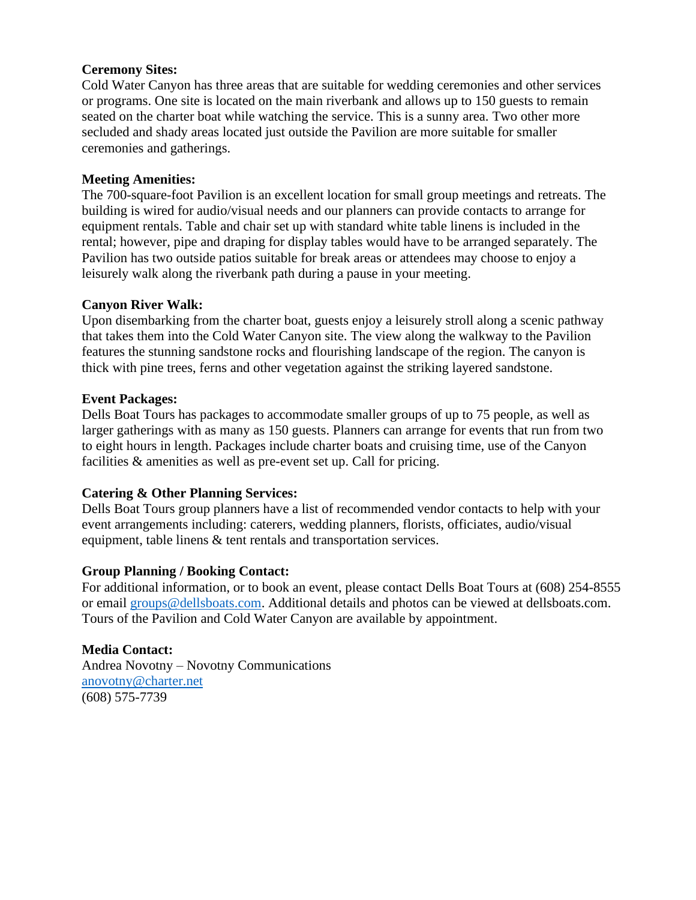**Ceremony Sites:**
Cold Water Canyon has three areas that are suitable for wedding ceremonies and other services or programs. One site is located on the main riverbank and allows up to 150 guests to remain seated on the charter boat while watching the service. This is a sunny area. Two other more secluded and shady areas located just outside the Pavilion are more suitable for smaller ceremonies and gatherings.

**Meeting Amenities:**
The 700-square-foot Pavilion is an excellent location for small group meetings and retreats. The building is wired for audio/visual needs and our planners can provide contacts to arrange for equipment rentals. Table and chair set up with standard white table linens is included in the rental; however, pipe and draping for display tables would have to be arranged separately. The Pavilion has two outside patios suitable for break areas or attendees may choose to enjoy a leisurely walk along the riverbank path during a pause in your meeting.

**Canyon River Walk:**
Upon disembarking from the charter boat, guests enjoy a leisurely stroll along a scenic pathway that takes them into the Cold Water Canyon site. The view along the walkway to the Pavilion features the stunning sandstone rocks and flourishing landscape of the region. The canyon is thick with pine trees, ferns and other vegetation against the striking layered sandstone.

**Event Packages:**
Dells Boat Tours has packages to accommodate smaller groups of up to 75 people, as well as larger gatherings with as many as 150 guests. Planners can arrange for events that run from two to eight hours in length. Packages include charter boats and cruising time, use of the Canyon facilities & amenities as well as pre-event set up. Call for pricing.

**Catering & Other Planning Services:**
Dells Boat Tours group planners have a list of recommended vendor contacts to help with your event arrangements including: caterers, wedding planners, florists, officiates, audio/visual equipment, table linens & tent rentals and transportation services.

**Group Planning / Booking Contact:**
For additional information, or to book an event, please contact Dells Boat Tours at (608) 254-8555 or email groups@dellsboats.com. Additional details and photos can be viewed at dellsboats.com. Tours of the Pavilion and Cold Water Canyon are available by appointment.

**Media Contact:**
Andrea Novotny – Novotny Communications
anovotny@charter.net
(608) 575-7739